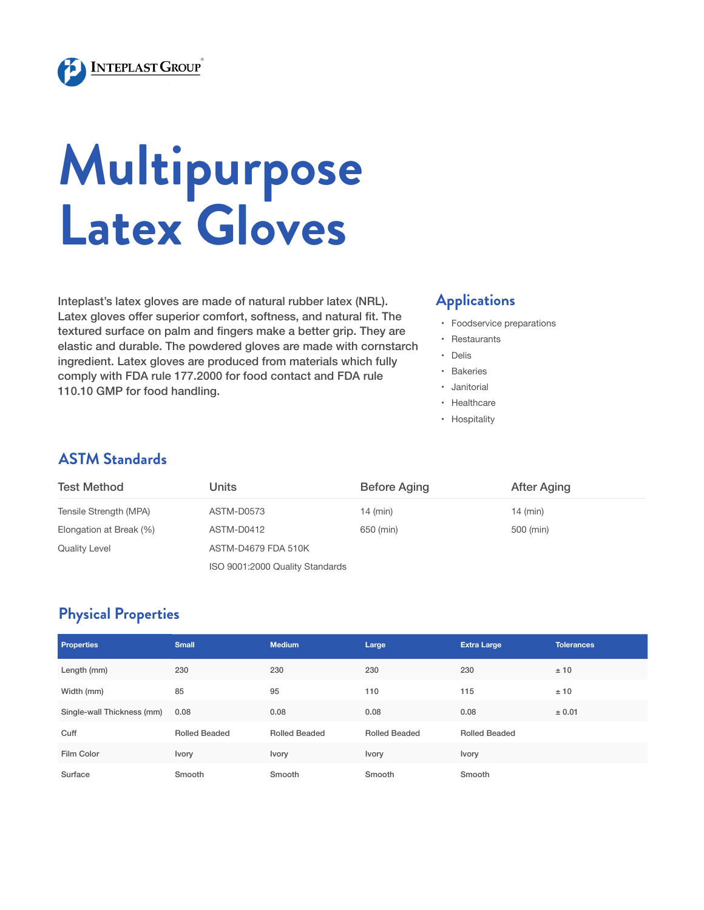INTEPLAST GROUP®

# Multipurpose Latex Gloves

Inteplast's latex gloves are made of natural rubber latex (NRL). Latex gloves offer superior comfort, softness, and natural fit. The textured surface on palm and fingers make a better grip. They are elastic and durable. The powdered gloves are made with cornstarch ingredient. Latex gloves are produced from materials which fully comply with FDA rule 177.2000 for food contact and FDA rule 110.10 GMP for food handling.

## Applications

- Foodservice preparations
- Restaurants
- Delis
- Bakeries
- Janitorial
- Healthcare
- Hospitality

## ASTM Standards

| Test Method | Units | Before Aging | After Aging |
|---|---|---|---|
| Tensile Strength (MPA) | ASTM-D0573 | 14 (min) | 14 (min) |
| Elongation at Break (%) | ASTM-D0412 | 650 (min) | 500 (min) |
| Quality Level | ASTM-D4679 FDA 510K | | |
| | ISO 9001:2000 Quality Standards | | |

## Physical Properties

| Properties | Small | Medium | Large | Extra Large | Tolerances |
|---|---|---|---|---|---|
| Length (mm) | 230 | 230 | 230 | 230 | ± 10 |
| Width (mm) | 85 | 95 | 110 | 115 | ± 10 |
| Single-wall Thickness (mm) | 0.08 | 0.08 | 0.08 | 0.08 | ± 0.01 |
| Cuff | Rolled Beaded | Rolled Beaded | Rolled Beaded | Rolled Beaded | |
| Film Color | Ivory | Ivory | Ivory | Ivory | |
| Surface | Smooth | Smooth | Smooth | Smooth | |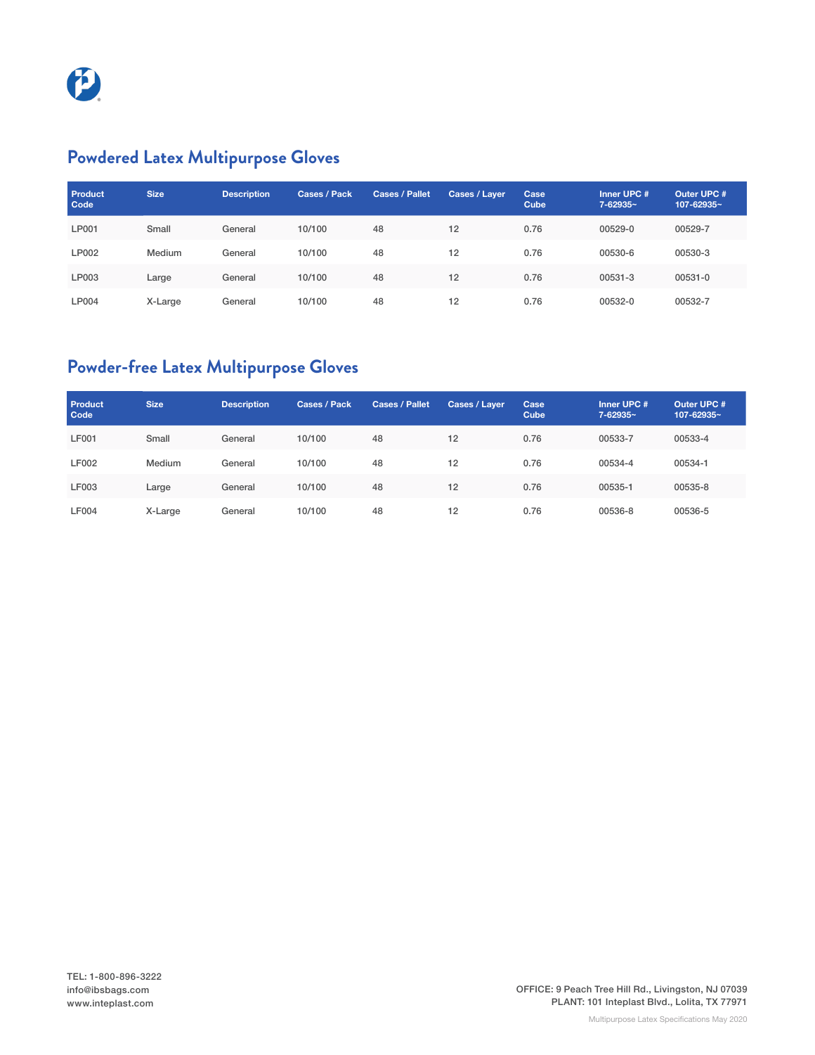## Powdered Latex Multipurpose Gloves

| Product Code | Size | Description | Cases / Pack | Cases / Pallet | Cases / Layer | Case Cube | Inner UPC # 7-62935~ | Outer UPC # 107-62935~ |
|---|---|---|---|---|---|---|---|---|
| LP001 | Small | General | 10/100 | 48 | 12 | 0.76 | 00529-0 | 00529-7 |
| LP002 | Medium | General | 10/100 | 48 | 12 | 0.76 | 00530-6 | 00530-3 |
| LP003 | Large | General | 10/100 | 48 | 12 | 0.76 | 00531-3 | 00531-0 |
| LP004 | X-Large | General | 10/100 | 48 | 12 | 0.76 | 00532-0 | 00532-7 |

## Powder-free Latex Multipurpose Gloves

| Product Code | Size | Description | Cases / Pack | Cases / Pallet | Cases / Layer | Case Cube | Inner UPC # 7-62935~ | Outer UPC # 107-62935~ |
|---|---|---|---|---|---|---|---|---|
| LF001 | Small | General | 10/100 | 48 | 12 | 0.76 | 00533-7 | 00533-4 |
| LF002 | Medium | General | 10/100 | 48 | 12 | 0.76 | 00534-4 | 00534-1 |
| LF003 | Large | General | 10/100 | 48 | 12 | 0.76 | 00535-1 | 00535-8 |
| LF004 | X-Large | General | 10/100 | 48 | 12 | 0.76 | 00536-8 | 00536-5 |

TEL: 1-800-896-3222
info@ibsbags.com
www.inteplast.com

OFFICE: 9 Peach Tree Hill Rd., Livingston, NJ 07039
PLANT: 101 Inteplast Blvd., Lolita, TX 77971

Multipurpose Latex Specifications May 2020